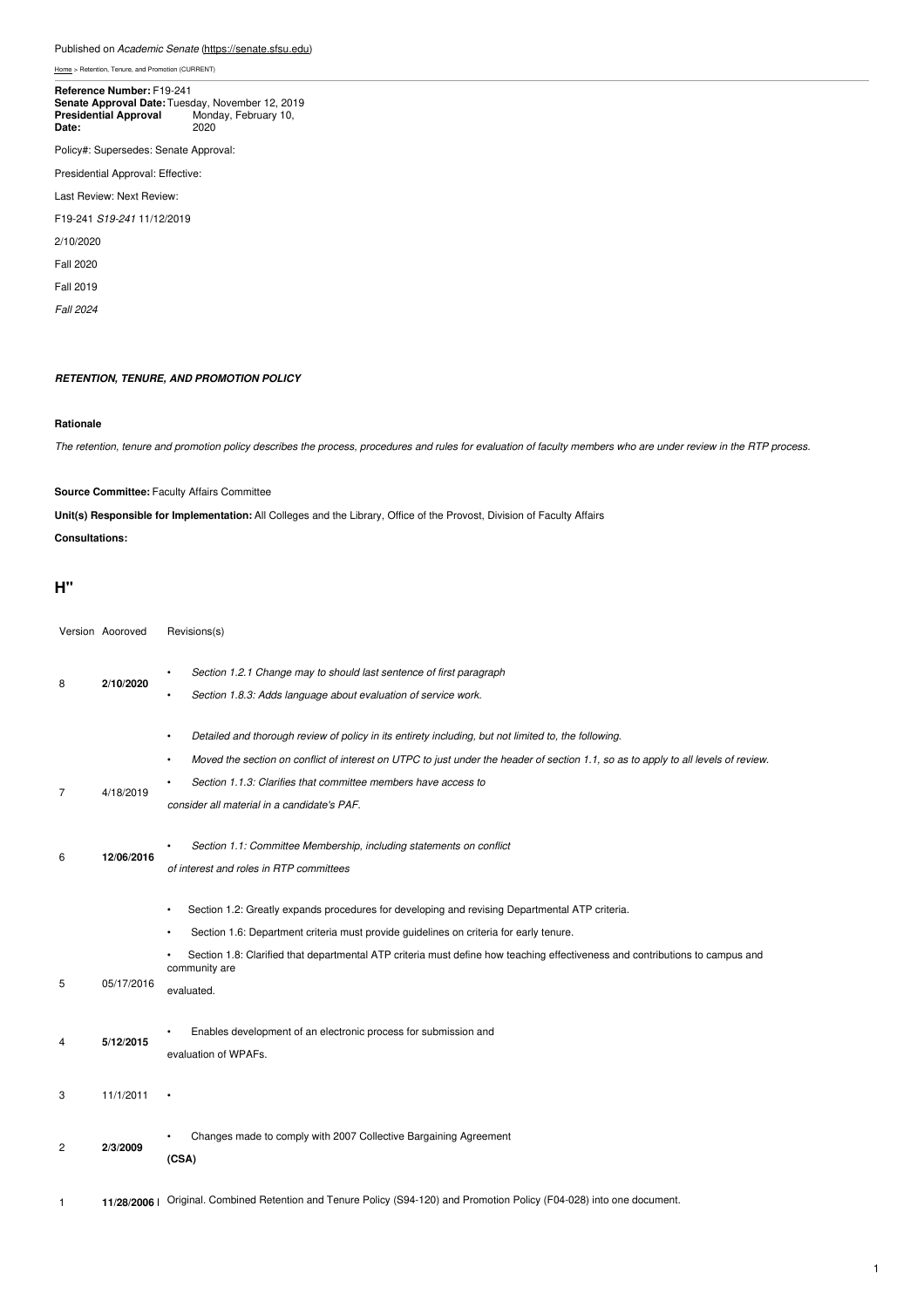Published on *Academic Senate* (https://senate.sfsu.edu)

Home > Retention, Tenure, and Promotion (CURRENT)

**Reference Number:** F19-241
**Senate Approval Date:** Tuesday, November 12, 2019
**Presidential Approval Date:** Monday, February 10, 2020

Policy#: Supersedes: Senate Approval:

Presidential Approval: Effective:

Last Review: Next Review:

F19-241 *S19-241* 11/12/2019

2/10/2020

Fall 2020

Fall 2019

*Fall 2024*

***RETENTION, TENURE, AND PROMOTION POLICY***

**Rationale**

*The retention, tenure and promotion policy describes the process, procedures and rules for evaluation of faculty members who are under review in the RTP process.*

**Source Committee:** Faculty Affairs Committee

**Unit(s) Responsible for Implementation:** All Colleges and the Library, Office of the Provost, Division of Faculty Affairs

**Consultations:**

## H"

| Version | Aooroved | Revisions(s) |
|---|---|---|
| 8 | **2/10/2020** | • *Section 1.2.1 Change may to should last sentence of first paragraph*<br>• *Section 1.8.3: Adds language about evaluation of service work.* |
| 7 | 4/18/2019 | • *Detailed and thorough review of policy in its entirety including, but not limited to, the following.*<br>• *Moved the section on conflict of interest on UTPC to just under the header of section 1.1, so as to apply to all levels of review.*<br>• *Section 1.1.3: Clarifies that committee members have access to consider all material in a candidate's PAF.* |
| 6 | **12/06/2016** | • *Section 1.1: Committee Membership, including statements on conflict of interest and roles in RTP committees* |
| 5 | 05/17/2016 | • Section 1.2: Greatly expands procedures for developing and revising Departmental ATP criteria.<br>• Section 1.6: Department criteria must provide guidelines on criteria for early tenure.<br>• Section 1.8: Clarified that departmental ATP criteria must define how teaching effectiveness and contributions to campus and community are evaluated. |
| 4 | **5/12/2015** | • Enables development of an electronic process for submission and evaluation of WPAFs. |
| 3 | 11/1/2011 | • |
| 2 | **2/3/2009** | • Changes made to comply with 2007 Collective Bargaining Agreement **(CSA)** |
| 1 | **11/28/2006** | Original. Combined Retention and Tenure Policy (S94-120) and Promotion Policy (F04-028) into one document. |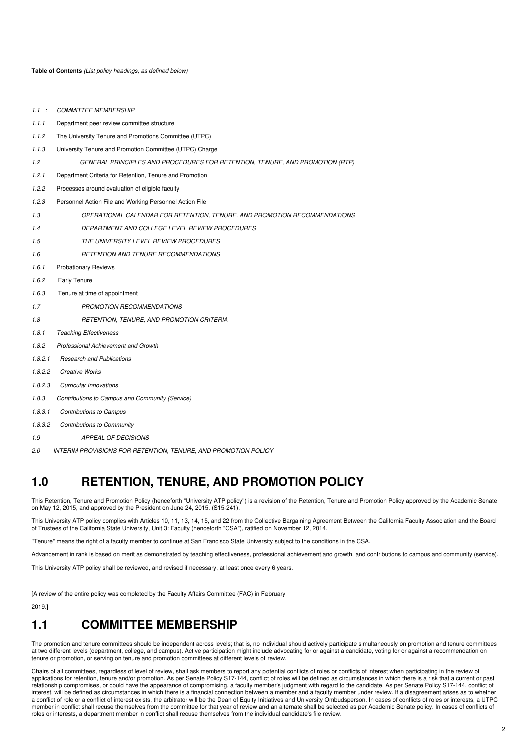**Table of Contents** *(List policy headings, as defined below)*

*1.1 :* *COMMITTEE MEMBERSHIP*

*1.1.1* Department peer review committee structure

*1.1.2* The University Tenure and Promotions Committee (UTPC)

*1.1.3* University Tenure and Promotion Committee (UTPC) Charge

*1.2* *GENERAL PRINCIPLES AND PROCEDURES FOR RETENTION, TENURE, AND PROMOTION (RTP)*

*1.2.1* Department Criteria for Retention, Tenure and Promotion

*1.2.2* Processes around evaluation of eligible faculty

*1.2.3* Personnel Action File and Working Personnel Action File

*1.3* *OPERATIONAL CALENDAR FOR RETENTION, TENURE, AND PROMOTION RECOMMENDAT/ONS*

*1.4* *DEPARTMENT AND COLLEGE LEVEL REVIEW PROCEDURES*

*1.5* *THE UNIVERSITY LEVEL REVIEW PROCEDURES*

*1.6* *RETENTION AND TENURE RECOMMENDATIONS*

*1.6.1* Probationary Reviews

*1.6.2* Early Tenure

*1.6.3* Tenure at time of appointment

*1.7* *PROMOTION RECOMMENDATIONS*

*1.8* *RETENTION, TENURE, AND PROMOTION CRITERIA*

*1.8.1* *Teaching Effectiveness*

*1.8.2* *Professional Achievement and Growth*

*1.8.2.1* *Research and Publications*

*1.8.2.2* *Creative Works*

*1.8.2.3* *Curricular Innovations*

*1.8.3* *Contributions to Campus and Community (Service)*

*1.8.3.1* *Contributions to Campus*

*1.8.3.2* *Contributions to Community*

*1.9* *APPEAL OF DECISIONS*

*2.0* *INTERIM PROVISIONS FOR RETENTION, TENURE, AND PROMOTION POLICY*

# 1.0 RETENTION, TENURE, AND PROMOTION POLICY

This Retention, Tenure and Promotion Policy (henceforth "University ATP policy") is a revision of the Retention, Tenure and Promotion Policy approved by the Academic Senate on May 12, 2015, and approved by the President on June 24, 2015. (S15-241).

This University ATP policy complies with Articles 10, 11, 13, 14, 15, and 22 from the Collective Bargaining Agreement Between the California Faculty Association and the Board of Trustees of the California State University, Unit 3: Faculty (henceforth "CSA"), ratified on November 12, 2014.

"Tenure" means the right of a faculty member to continue at San Francisco State University subject to the conditions in the CSA.

Advancement in rank is based on merit as demonstrated by teaching effectiveness, professional achievement and growth, and contributions to campus and community (service).

This University ATP policy shall be reviewed, and revised if necessary, at least once every 6 years.

[A review of the entire policy was completed by the Faculty Affairs Committee (FAC) in February 2019.]

# 1.1 COMMITTEE MEMBERSHIP

The promotion and tenure committees should be independent across levels; that is, no individual should actively participate simultaneously on promotion and tenure committees at two different levels (department, college, and campus). Active participation might include advocating for or against a candidate, voting for or against a recommendation on tenure or promotion, or serving on tenure and promotion committees at different levels of review.

Chairs of all committees, regardless of level of review, shall ask members to report any potential conflicts of roles or conflicts of interest when participating in the review of applications for retention, tenure and/or promotion. As per Senate Policy S17-144, conflict of roles will be defined as circumstances in which there is a risk that a current or past relationship compromises, or could have the appearance of compromising, a faculty member's judgment with regard to the candidate. As per Senate Policy S17-144, conflict of interest, will be defined as circumstances in which there is a financial connection between a member and a faculty member under review. If a disagreement arises as to whether a conflict of role or a conflict of interest exists, the arbitrator will be the Dean of Equity Initiatives and University Ombudsperson. In cases of conflicts of roles or interests, a UTPC member in conflict shall recuse themselves from the committee for that year of review and an alternate shall be selected as per Academic Senate policy. In cases of conflicts of roles or interests, a department member in conflict shall recuse themselves from the individual candidate's file review.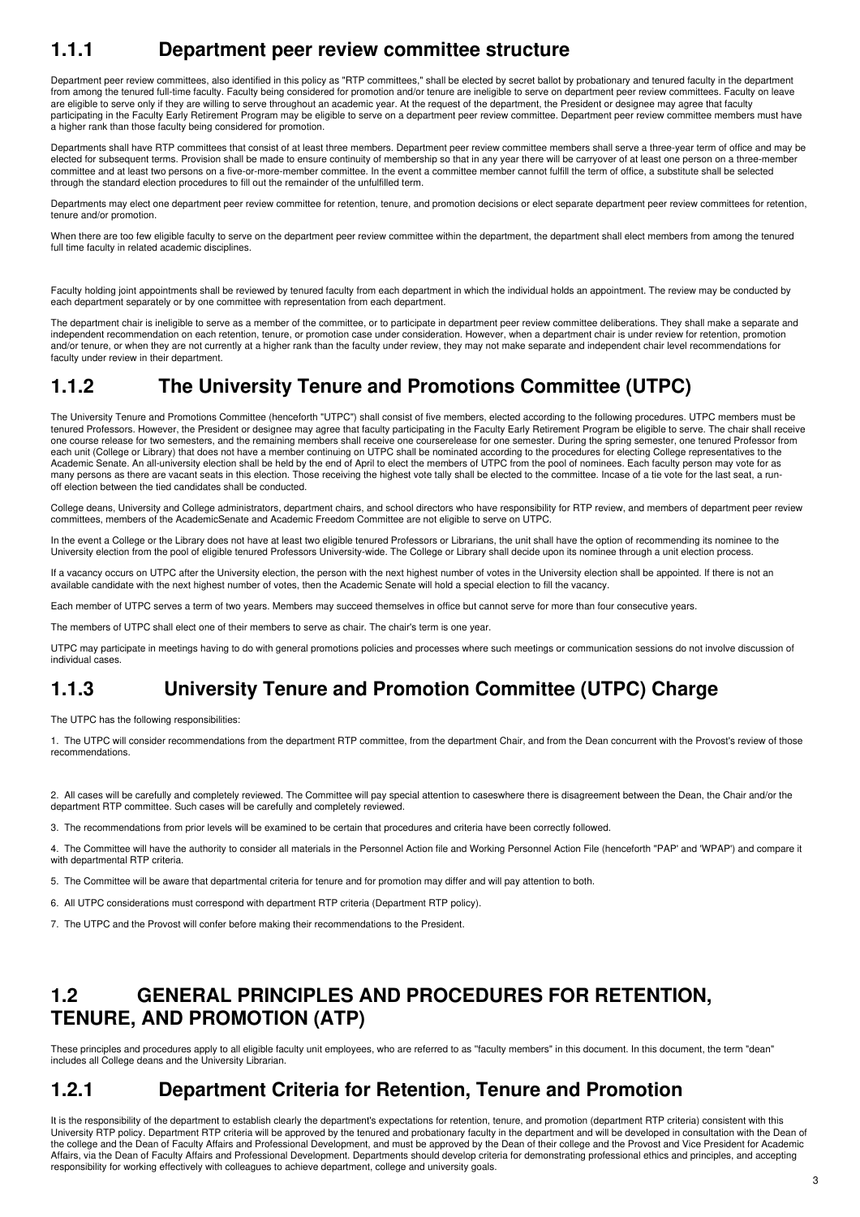## 1.1.1 Department peer review committee structure

Department peer review committees, also identified in this policy as "RTP committees," shall be elected by secret ballot by probationary and tenured faculty in the department from among the tenured full-time faculty. Faculty being considered for promotion and/or tenure are ineligible to serve on department peer review committees. Faculty on leave are eligible to serve only if they are willing to serve throughout an academic year. At the request of the department, the President or designee may agree that faculty participating in the Faculty Early Retirement Program may be eligible to serve on a department peer review committee. Department peer review committee members must have a higher rank than those faculty being considered for promotion.

Departments shall have RTP committees that consist of at least three members. Department peer review committee members shall serve a three-year term of office and may be elected for subsequent terms. Provision shall be made to ensure continuity of membership so that in any year there will be carryover of at least one person on a three-member committee and at least two persons on a five-or-more-member committee. In the event a committee member cannot fulfill the term of office, a substitute shall be selected through the standard election procedures to fill out the remainder of the unfulfilled term.

Departments may elect one department peer review committee for retention, tenure, and promotion decisions or elect separate department peer review committees for retention, tenure and/or promotion.

When there are too few eligible faculty to serve on the department peer review committee within the department, the department shall elect members from among the tenured full time faculty in related academic disciplines.

Faculty holding joint appointments shall be reviewed by tenured faculty from each department in which the individual holds an appointment. The review may be conducted by each department separately or by one committee with representation from each department.

The department chair is ineligible to serve as a member of the committee, or to participate in department peer review committee deliberations. They shall make a separate and independent recommendation on each retention, tenure, or promotion case under consideration. However, when a department chair is under review for retention, promotion and/or tenure, or when they are not currently at a higher rank than the faculty under review, they may not make separate and independent chair level recommendations for faculty under review in their department.

## 1.1.2 The University Tenure and Promotions Committee (UTPC)

The University Tenure and Promotions Committee (henceforth "UTPC") shall consist of five members, elected according to the following procedures. UTPC members must be tenured Professors. However, the President or designee may agree that faculty participating in the Faculty Early Retirement Program be eligible to serve. The chair shall receive one course release for two semesters, and the remaining members shall receive one courserelease for one semester. During the spring semester, one tenured Professor from each unit (College or Library) that does not have a member continuing on UTPC shall be nominated according to the procedures for electing College representatives to the Academic Senate. An all-university election shall be held by the end of April to elect the members of UTPC from the pool of nominees. Each faculty person may vote for as many persons as there are vacant seats in this election. Those receiving the highest vote tally shall be elected to the committee. Incase of a tie vote for the last seat, a run-off election between the tied candidates shall be conducted.

College deans, University and College administrators, department chairs, and school directors who have responsibility for RTP review, and members of department peer review committees, members of the AcademicSenate and Academic Freedom Committee are not eligible to serve on UTPC.

In the event a College or the Library does not have at least two eligible tenured Professors or Librarians, the unit shall have the option of recommending its nominee to the University election from the pool of eligible tenured Professors University-wide. The College or Library shall decide upon its nominee through a unit election process.

If a vacancy occurs on UTPC after the University election, the person with the next highest number of votes in the University election shall be appointed. If there is not an available candidate with the next highest number of votes, then the Academic Senate will hold a special election to fill the vacancy.

Each member of UTPC serves a term of two years. Members may succeed themselves in office but cannot serve for more than four consecutive years.

The members of UTPC shall elect one of their members to serve as chair. The chair's term is one year.

UTPC may participate in meetings having to do with general promotions policies and processes where such meetings or communication sessions do not involve discussion of individual cases.

## 1.1.3 University Tenure and Promotion Committee (UTPC) Charge

The UTPC has the following responsibilities:

1. The UTPC will consider recommendations from the department RTP committee, from the department Chair, and from the Dean concurrent with the Provost's review of those recommendations.
2. All cases will be carefully and completely reviewed. The Committee will pay special attention to caseswhere there is disagreement between the Dean, the Chair and/or the department RTP committee. Such cases will be carefully and completely reviewed.
3. The recommendations from prior levels will be examined to be certain that procedures and criteria have been correctly followed.
4. The Committee will have the authority to consider all materials in the Personnel Action file and Working Personnel Action File (henceforth "PAP' and 'WPAP') and compare it with departmental RTP criteria.
5. The Committee will be aware that departmental criteria for tenure and for promotion may differ and will pay attention to both.
6. All UTPC considerations must correspond with department RTP criteria (Department RTP policy).
7. The UTPC and the Provost will confer before making their recommendations to the President.

# 1.2 GENERAL PRINCIPLES AND PROCEDURES FOR RETENTION, TENURE, AND PROMOTION (ATP)

These principles and procedures apply to all eligible faculty unit employees, who are referred to as "faculty members" in this document. In this document, the term "dean" includes all College deans and the University Librarian.

## 1.2.1 Department Criteria for Retention, Tenure and Promotion

It is the responsibility of the department to establish clearly the department's expectations for retention, tenure, and promotion (department RTP criteria) consistent with this University RTP policy. Department RTP criteria will be approved by the tenured and probationary faculty in the department and will be developed in consultation with the Dean of the college and the Dean of Faculty Affairs and Professional Development, and must be approved by the Dean of their college and the Provost and Vice President for Academic Affairs, via the Dean of Faculty Affairs and Professional Development. Departments should develop criteria for demonstrating professional ethics and principles, and accepting responsibility for working effectively with colleagues to achieve department, college and university goals.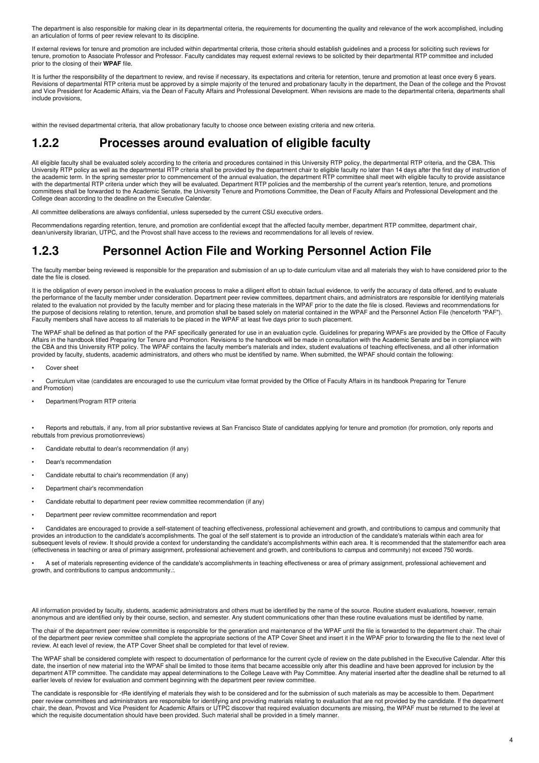The department is also responsible for making clear in its departmental criteria, the requirements for documenting the quality and relevance of the work accomplished, including an articulation of forms of peer review relevant to its discipline.

If external reviews for tenure and promotion are included within departmental criteria, those criteria should establish guidelines and a process for soliciting such reviews for tenure, promotion to Associate Professor and Professor. Faculty candidates may request external reviews to be solicited by their departmental RTP committee and included prior to the closing of their **WPAF** file.

It is further the responsibility of the department to review, and revise if necessary, its expectations and criteria for retention, tenure and promotion at least once every 6 years. Revisions of departmental RTP criteria must be approved by a simple majority of the tenured and probationary faculty in the department, the Dean of the college and the Provost and Vice President for Academic Affairs, via the Dean of Faculty Affairs and Professional Development. When revisions are made to the departmental criteria, departments shall include provisions,

within the revised departmental criteria, that allow probationary faculty to choose once between existing criteria and new criteria.

## 1.2.2 Processes around evaluation of eligible faculty

All eligible faculty shall be evaluated solely according to the criteria and procedures contained in this University RTP policy, the departmental RTP criteria, and the CBA. This University RTP policy as well as the departmental RTP criteria shall be provided by the department chair to eligible faculty no later than 14 days after the first day of instruction of the academic term. In the spring semester prior to commencement of the annual evaluation, the department RTP committee shall meet with eligible faculty to provide assistance with the departmental RTP criteria under which they will be evaluated. Department RTP policies and the membership of the current year's retention, tenure, and promotions committees shall be forwarded to the Academic Senate, the University Tenure and Promotions Committee, the Dean of Faculty Affairs and Professional Development and the College dean according to the deadline on the Executive Calendar.

All committee deliberations are always confidential, unless superseded by the current CSU executive orders.

Recommendations regarding retention, tenure, and promotion are confidential except that the affected faculty member, department RTP committee, department chair, dean/university librarian, UTPC, and the Provost shall have access to the reviews and recommendations for all levels of review.

## 1.2.3 Personnel Action File and Working Personnel Action File

The faculty member being reviewed is responsible for the preparation and submission of an up to-date curriculum vitae and all materials they wish to have considered prior to the date the file is closed.

It is the obligation of every person involved in the evaluation process to make a diligent effort to obtain factual evidence, to verify the accuracy of data offered, and to evaluate the performance of the faculty member under consideration. Department peer review committees, department chairs, and administrators are responsible for identifying materials related to the evaluation not provided by the faculty member and for placing these materials in the WPAF prior to the date the file is closed. Reviews and recommendations for the purpose of decisions relating to retention, tenure, and promotion shall be based solely on material contained in the WPAF and the Personnel Action File (henceforth "PAF"). Faculty members shall have access to all materials to be placed in the WPAF at least five days prior to such placement.

The WPAF shall be defined as that portion of the PAF specifically generated for use in an evaluation cycle. Guidelines for preparing WPAFs are provided by the Office of Faculty Affairs in the handbook titled Preparing for Tenure and Promotion. Revisions to the handbook will be made in consultation with the Academic Senate and be in compliance with the CBA and this University RTP policy. The WPAF contains the faculty member's materials and index, student evaluations of teaching effectiveness, and all other information provided by faculty, students, academic administrators, and others who must be identified by name. When submitted, the WPAF should contain the following:

- Cover sheet
- Curriculum vitae (candidates are encouraged to use the curriculum vitae format provided by the Office of Faculty Affairs in its handbook Preparing for Tenure and Promotion)
- Department/Program RTP criteria
- Reports and rebuttals, if any, from all prior substantive reviews at San Francisco State of candidates applying for tenure and promotion (for promotion, only reports and rebuttals from previous promotionreviews)
- Candidate rebuttal to dean's recommendation (if any)
- Dean's recommendation
- Candidate rebuttal to chair's recommendation (if any)
- Department chair's recommendation
- Candidate rebuttal to department peer review committee recommendation (if any)
- Department peer review committee recommendation and report
- Candidates are encouraged to provide a self-statement of teaching effectiveness, professional achievement and growth, and contributions to campus and community that provides an introduction to the candidate's accomplishments. The goal of the self statement is to provide an introduction of the candidate's materials within each area for subsequent levels of review. It should provide a context for understanding the candidate's accomplishments within each area. It is recommended that the statementfor each area (effectiveness in teaching or area of primary assignment, professional achievement and growth, and contributions to campus and community) not exceed 750 words.
- A set of materials representing evidence of the candidate's accomplishments in teaching effectiveness or area of primary assignment, professional achievement and growth, and contributions to campus andcommunity.:.

All information provided by faculty, students, academic administrators and others must be identified by the name of the source. Routine student evaluations, however, remain anonymous and are identified only by their course, section, and semester. Any student communications other than these routine evaluations must be identified by name.

The chair of the department peer review committee is responsible for the generation and maintenance of the WPAF until the file is forwarded to the department chair. The chair of the department peer review committee shall complete the appropriate sections of the ATP Cover Sheet and insert it in the WPAF prior to forwarding the file to the next level of review. At each level of review, the ATP Cover Sheet shall be completed for that level of review.

The WPAF shall be considered complete with respect to documentation of performance for the current cycle of review on the date published in the Executive Calendar. After this date, the insertion of new material into the WPAF shall be limited to those items that became accessible only after this deadline and have been approved for inclusion by the department ATP committee. The candidate may appeal determinations to the College Leave with Pay Committee. Any material inserted after the deadline shall be returned to all earlier levels of review for evaluation and comment beginning with the department peer review committee.

The candidate is responsible for -tRe identifying ef materials they wish to be considered and for the submission of such materials as may be accessible to them. Department peer review committees and administrators are responsible for identifying and providing materials relating to evaluation that are not provided by the candidate. If the department chair, the dean, Provost and Vice President for Academic Affairs or UTPC discover that required evaluation documents are missing, the WPAF must be returned to the level at which the requisite documentation should have been provided. Such material shall be provided in a timely manner.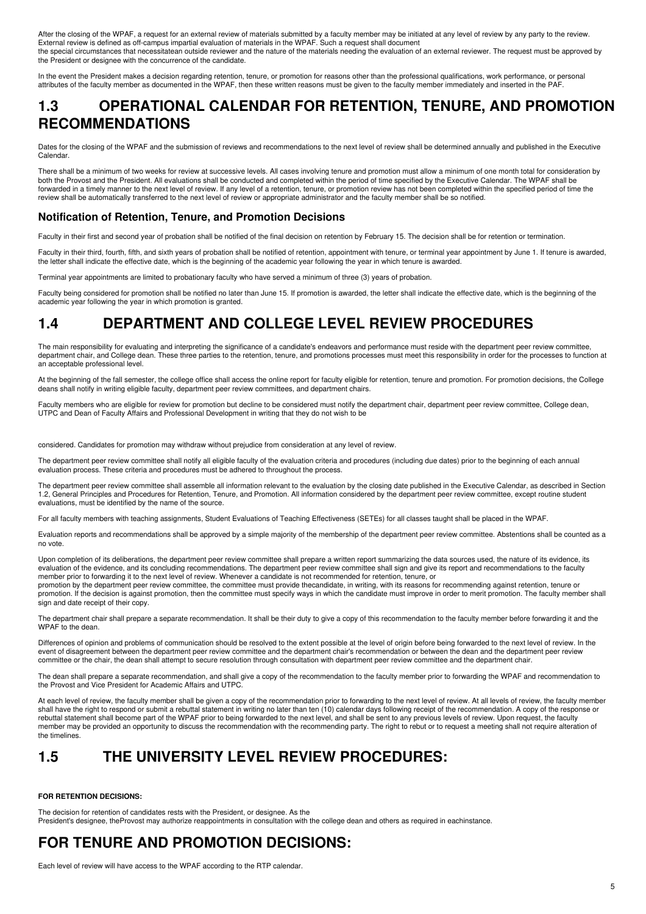After the closing of the WPAF, a request for an external review of materials submitted by a faculty member may be initiated at any level of review by any party to the review. External review is defined as off-campus impartial evaluation of materials in the WPAF. Such a request shall document
the special circumstances that necessitatean outside reviewer and the nature of the materials needing the evaluation of an external reviewer. The request must be approved by the President or designee with the concurrence of the candidate.

In the event the President makes a decision regarding retention, tenure, or promotion for reasons other than the professional qualifications, work performance, or personal attributes of the faculty member as documented in the WPAF, then these written reasons must be given to the faculty member immediately and inserted in the PAF.

## 1.3 OPERATIONAL CALENDAR FOR RETENTION, TENURE, AND PROMOTION RECOMMENDATIONS

Dates for the closing of the WPAF and the submission of reviews and recommendations to the next level of review shall be determined annually and published in the Executive Calendar.

There shall be a minimum of two weeks for review at successive levels. All cases involving tenure and promotion must allow a minimum of one month total for consideration by both the Provost and the President. All evaluations shall be conducted and completed within the period of time specified by the Executive Calendar. The WPAF shall be forwarded in a timely manner to the next level of review. If any level of a retention, tenure, or promotion review has not been completed within the specified period of time the review shall be automatically transferred to the next level of review or appropriate administrator and the faculty member shall be so notified.

### Notification of Retention, Tenure, and Promotion Decisions

Faculty in their first and second year of probation shall be notified of the final decision on retention by February 15. The decision shall be for retention or termination.

Faculty in their third, fourth, fifth, and sixth years of probation shall be notified of retention, appointment with tenure, or terminal year appointment by June 1. If tenure is awarded, the letter shall indicate the effective date, which is the beginning of the academic year following the year in which tenure is awarded.

Terminal year appointments are limited to probationary faculty who have served a minimum of three (3) years of probation.

Faculty being considered for promotion shall be notified no later than June 15. If promotion is awarded, the letter shall indicate the effective date, which is the beginning of the academic year following the year in which promotion is granted.

## 1.4 DEPARTMENT AND COLLEGE LEVEL REVIEW PROCEDURES

The main responsibility for evaluating and interpreting the significance of a candidate's endeavors and performance must reside with the department peer review committee, department chair, and College dean. These three parties to the retention, tenure, and promotions processes must meet this responsibility in order for the processes to function at an acceptable professional level.

At the beginning of the fall semester, the college office shall access the online report for faculty eligible for retention, tenure and promotion. For promotion decisions, the College deans shall notify in writing eligible faculty, department peer review committees, and department chairs.

Faculty members who are eligible for review for promotion but decline to be considered must notify the department chair, department peer review committee, College dean, UTPC and Dean of Faculty Affairs and Professional Development in writing that they do not wish to be

considered. Candidates for promotion may withdraw without prejudice from consideration at any level of review.

The department peer review committee shall notify all eligible faculty of the evaluation criteria and procedures (including due dates) prior to the beginning of each annual evaluation process. These criteria and procedures must be adhered to throughout the process.

The department peer review committee shall assemble all information relevant to the evaluation by the closing date published in the Executive Calendar, as described in Section 1.2, General Principles and Procedures for Retention, Tenure, and Promotion. All information considered by the department peer review committee, except routine student evaluations, must be identified by the name of the source.

For all faculty members with teaching assignments, Student Evaluations of Teaching Effectiveness (SETEs) for all classes taught shall be placed in the WPAF.

Evaluation reports and recommendations shall be approved by a simple majority of the membership of the department peer review committee. Abstentions shall be counted as a no vote.

Upon completion of its deliberations, the department peer review committee shall prepare a written report summarizing the data sources used, the nature of its evidence, its evaluation of the evidence, and its concluding recommendations. The department peer review committee shall sign and give its report and recommendations to the faculty member prior to forwarding it to the next level of review. Whenever a candidate is not recommended for retention, tenure, or
promotion by the department peer review committee, the committee must provide thecandidate, in writing, with its reasons for recommending against retention, tenure or promotion. If the decision is against promotion, then the committee must specify ways in which the candidate must improve in order to merit promotion. The faculty member shall sign and date receipt of their copy.

The department chair shall prepare a separate recommendation. It shall be their duty to give a copy of this recommendation to the faculty member before forwarding it and the WPAF to the dean.

Differences of opinion and problems of communication should be resolved to the extent possible at the level of origin before being forwarded to the next level of review. In the event of disagreement between the department peer review committee and the department chair's recommendation or between the dean and the department peer review committee or the chair, the dean shall attempt to secure resolution through consultation with department peer review committee and the department chair.

The dean shall prepare a separate recommendation, and shall give a copy of the recommendation to the faculty member prior to forwarding the WPAF and recommendation to the Provost and Vice President for Academic Affairs and UTPC.

At each level of review, the faculty member shall be given a copy of the recommendation prior to forwarding to the next level of review. At all levels of review, the faculty member shall have the right to respond or submit a rebuttal statement in writing no later than ten (10) calendar days following receipt of the recommendation. A copy of the response or rebuttal statement shall become part of the WPAF prior to being forwarded to the next level, and shall be sent to any previous levels of review. Upon request, the faculty member may be provided an opportunity to discuss the recommendation with the recommending party. The right to rebut or to request a meeting shall not require alteration of the timelines.

## 1.5 THE UNIVERSITY LEVEL REVIEW PROCEDURES:

#### FOR RETENTION DECISIONS:

The decision for retention of candidates rests with the President, or designee. As the
President's designee, theProvost may authorize reappointments in consultation with the college dean and others as required in eachinstance.

## FOR TENURE AND PROMOTION DECISIONS:

Each level of review will have access to the WPAF according to the RTP calendar.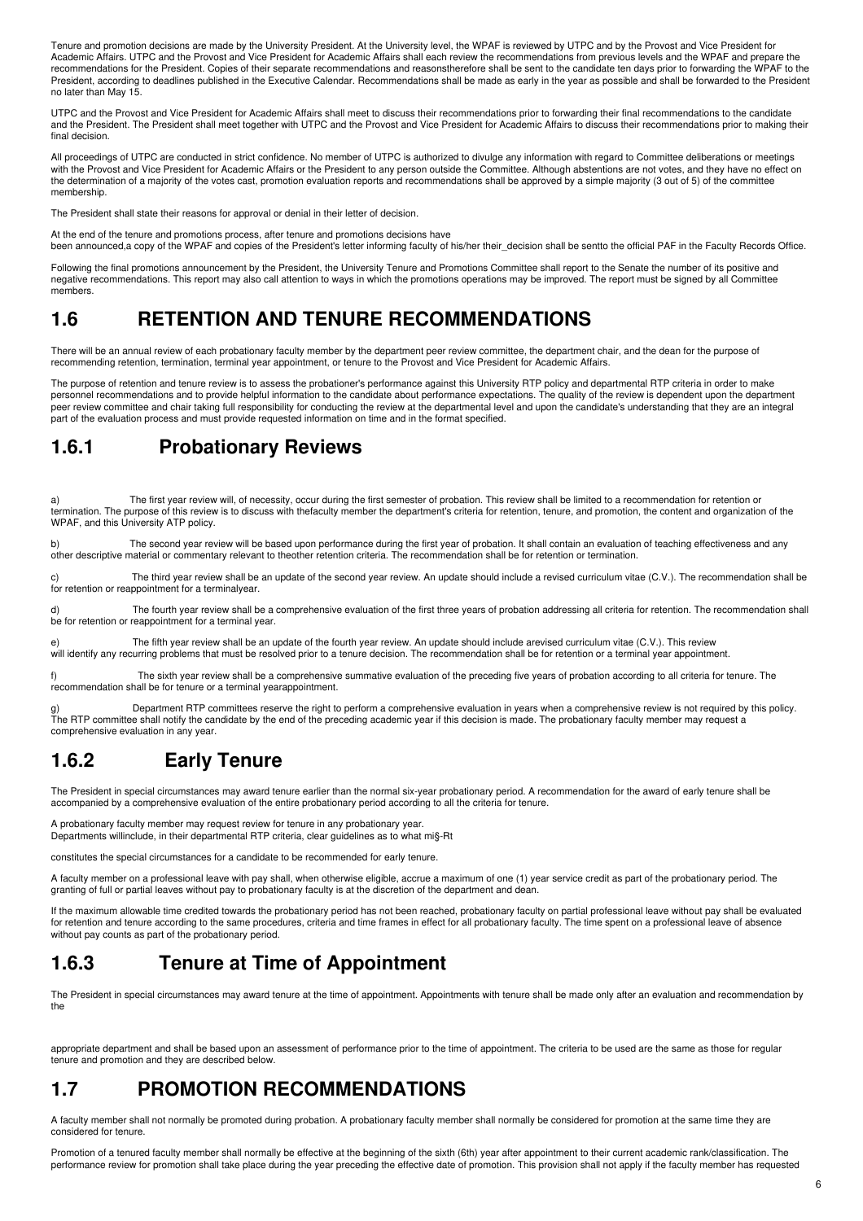Tenure and promotion decisions are made by the University President. At the University level, the WPAF is reviewed by UTPC and by the Provost and Vice President for Academic Affairs. UTPC and the Provost and Vice President for Academic Affairs shall each review the recommendations from previous levels and the WPAF and prepare the recommendations for the President. Copies of their separate recommendations and reasonstherefore shall be sent to the candidate ten days prior to forwarding the WPAF to the President, according to deadlines published in the Executive Calendar. Recommendations shall be made as early in the year as possible and shall be forwarded to the President no later than May 15.

UTPC and the Provost and Vice President for Academic Affairs shall meet to discuss their recommendations prior to forwarding their final recommendations to the candidate and the President. The President shall meet together with UTPC and the Provost and Vice President for Academic Affairs to discuss their recommendations prior to making their final decision.

All proceedings of UTPC are conducted in strict confidence. No member of UTPC is authorized to divulge any information with regard to Committee deliberations or meetings with the Provost and Vice President for Academic Affairs or the President to any person outside the Committee. Although abstentions are not votes, and they have no effect on the determination of a majority of the votes cast, promotion evaluation reports and recommendations shall be approved by a simple majority (3 out of 5) of the committee membership.

The President shall state their reasons for approval or denial in their letter of decision.

At the end of the tenure and promotions process, after tenure and promotions decisions have been announced,a copy of the WPAF and copies of the President's letter informing faculty of his/her their_decision shall be sentto the official PAF in the Faculty Records Office.

Following the final promotions announcement by the President, the University Tenure and Promotions Committee shall report to the Senate the number of its positive and negative recommendations. This report may also call attention to ways in which the promotions operations may be improved. The report must be signed by all Committee members.

## 1.6 RETENTION AND TENURE RECOMMENDATIONS

There will be an annual review of each probationary faculty member by the department peer review committee, the department chair, and the dean for the purpose of recommending retention, termination, terminal year appointment, or tenure to the Provost and Vice President for Academic Affairs.

The purpose of retention and tenure review is to assess the probationer's performance against this University RTP policy and departmental RTP criteria in order to make personnel recommendations and to provide helpful information to the candidate about performance expectations. The quality of the review is dependent upon the department peer review committee and chair taking full responsibility for conducting the review at the departmental level and upon the candidate's understanding that they are an integral part of the evaluation process and must provide requested information on time and in the format specified.

## 1.6.1 Probationary Reviews

a) The first year review will, of necessity, occur during the first semester of probation. This review shall be limited to a recommendation for retention or termination. The purpose of this review is to discuss with thefaculty member the department's criteria for retention, tenure, and promotion, the content and organization of the WPAF, and this University ATP policy.

b) The second year review will be based upon performance during the first year of probation. It shall contain an evaluation of teaching effectiveness and any other descriptive material or commentary relevant to theother retention criteria. The recommendation shall be for retention or termination.

c) The third year review shall be an update of the second year review. An update should include a revised curriculum vitae (C.V.). The recommendation shall be for retention or reappointment for a terminalyear.

d) The fourth year review shall be a comprehensive evaluation of the first three years of probation addressing all criteria for retention. The recommendation shall be for retention or reappointment for a terminal year.

e) The fifth year review shall be an update of the fourth year review. An update should include arevised curriculum vitae (C.V.). This review will identify any recurring problems that must be resolved prior to a tenure decision. The recommendation shall be for retention or a terminal year appointment.

f) The sixth year review shall be a comprehensive summative evaluation of the preceding five years of probation according to all criteria for tenure. The recommendation shall be for tenure or a terminal yearappointment.

g) Department RTP committees reserve the right to perform a comprehensive evaluation in years when a comprehensive review is not required by this policy. The RTP committee shall notify the candidate by the end of the preceding academic year if this decision is made. The probationary faculty member may request a comprehensive evaluation in any year.

## 1.6.2 Early Tenure

The President in special circumstances may award tenure earlier than the normal six-year probationary period. A recommendation for the award of early tenure shall be accompanied by a comprehensive evaluation of the entire probationary period according to all the criteria for tenure.

A probationary faculty member may request review for tenure in any probationary year.
Departments willinclude, in their departmental RTP criteria, clear guidelines as to what mi§-Rt

constitutes the special circumstances for a candidate to be recommended for early tenure.

A faculty member on a professional leave with pay shall, when otherwise eligible, accrue a maximum of one (1) year service credit as part of the probationary period. The granting of full or partial leaves without pay to probationary faculty is at the discretion of the department and dean.

If the maximum allowable time credited towards the probationary period has not been reached, probationary faculty on partial professional leave without pay shall be evaluated for retention and tenure according to the same procedures, criteria and time frames in effect for all probationary faculty. The time spent on a professional leave of absence without pay counts as part of the probationary period.

## 1.6.3 Tenure at Time of Appointment

The President in special circumstances may award tenure at the time of appointment. Appointments with tenure shall be made only after an evaluation and recommendation by the appropriate department and shall be based upon an assessment of performance prior to the time of appointment. The criteria to be used are the same as those for regular tenure and promotion and they are described below.

## 1.7 PROMOTION RECOMMENDATIONS

A faculty member shall not normally be promoted during probation. A probationary faculty member shall normally be considered for promotion at the same time they are considered for tenure.

Promotion of a tenured faculty member shall normally be effective at the beginning of the sixth (6th) year after appointment to their current academic rank/classification. The performance review for promotion shall take place during the year preceding the effective date of promotion. This provision shall not apply if the faculty member has requested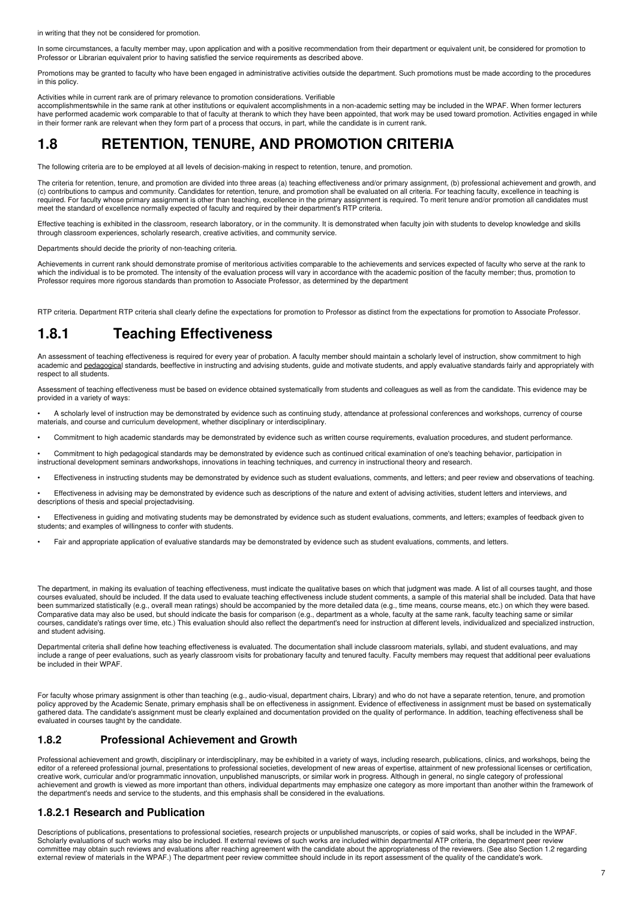in writing that they not be considered for promotion.

In some circumstances, a faculty member may, upon application and with a positive recommendation from their department or equivalent unit, be considered for promotion to Professor or Librarian equivalent prior to having satisfied the service requirements as described above.

Promotions may be granted to faculty who have been engaged in administrative activities outside the department. Such promotions must be made according to the procedures in this policy.

Activities while in current rank are of primary relevance to promotion considerations. Verifiable accomplishmentswhile in the same rank at other institutions or equivalent accomplishments in a non-academic setting may be included in the WPAF. When former lecturers have performed academic work comparable to that of faculty at therank to which they have been appointed, that work may be used toward promotion. Activities engaged in while in their former rank are relevant when they form part of a process that occurs, in part, while the candidate is in current rank.

# 1.8 RETENTION, TENURE, AND PROMOTION CRITERIA

The following criteria are to be employed at all levels of decision-making in respect to retention, tenure, and promotion.

The criteria for retention, tenure, and promotion are divided into three areas (a) teaching effectiveness and/or primary assignment, (b) professional achievement and growth, and (c) contributions to campus and community. Candidates for retention, tenure, and promotion shall be evaluated on all criteria. For teaching faculty, excellence in teaching is required. For faculty whose primary assignment is other than teaching, excellence in the primary assignment is required. To merit tenure and/or promotion all candidates must meet the standard of excellence normally expected of faculty and required by their department's RTP criteria.

Effective teaching is exhibited in the classroom, research laboratory, or in the community. It is demonstrated when faculty join with students to develop knowledge and skills through classroom experiences, scholarly research, creative activities, and community service.

Departments should decide the priority of non-teaching criteria.

Achievements in current rank should demonstrate promise of meritorious activities comparable to the achievements and services expected of faculty who serve at the rank to which the individual is to be promoted. The intensity of the evaluation process will vary in accordance with the academic position of the faculty member; thus, promotion to Professor requires more rigorous standards than promotion to Associate Professor, as determined by the department

RTP criteria. Department RTP criteria shall clearly define the expectations for promotion to Professor as distinct from the expectations for promotion to Associate Professor.

# 1.8.1 Teaching Effectiveness

An assessment of teaching effectiveness is required for every year of probation. A faculty member should maintain a scholarly level of instruction, show commitment to high academic and pedagogical standards, beeffective in instructing and advising students, guide and motivate students, and apply evaluative standards fairly and appropriately with respect to all students.

Assessment of teaching effectiveness must be based on evidence obtained systematically from students and colleagues as well as from the candidate. This evidence may be provided in a variety of ways:

- A scholarly level of instruction may be demonstrated by evidence such as continuing study, attendance at professional conferences and workshops, currency of course materials, and course and curriculum development, whether disciplinary or interdisciplinary.
- Commitment to high academic standards may be demonstrated by evidence such as written course requirements, evaluation procedures, and student performance.
- Commitment to high pedagogical standards may be demonstrated by evidence such as continued critical examination of one's teaching behavior, participation in instructional development seminars andworkshops, innovations in teaching techniques, and currency in instructional theory and research.
- Effectiveness in instructing students may be demonstrated by evidence such as student evaluations, comments, and letters; and peer review and observations of teaching.
- Effectiveness in advising may be demonstrated by evidence such as descriptions of the nature and extent of advising activities, student letters and interviews, and descriptions of thesis and special projectadvising.
- Effectiveness in guiding and motivating students may be demonstrated by evidence such as student evaluations, comments, and letters; examples of feedback given to students; and examples of willingness to confer with students.
- Fair and appropriate application of evaluative standards may be demonstrated by evidence such as student evaluations, comments, and letters.

The department, in making its evaluation of teaching effectiveness, must indicate the qualitative bases on which that judgment was made. A list of all courses taught, and those courses evaluated, should be included. If the data used to evaluate teaching effectiveness include student comments, a sample of this material shall be included. Data that have been summarized statistically (e.g., overall mean ratings) should be accompanied by the more detailed data (e.g., time means, course means, etc.) on which they were based. Comparative data may also be used, but should indicate the basis for comparison (e.g., department as a whole, faculty at the same rank, faculty teaching same or similar courses, candidate's ratings over time, etc.) This evaluation should also reflect the department's need for instruction at different levels, individualized and specialized instruction, and student advising.

Departmental criteria shall define how teaching effectiveness is evaluated. The documentation shall include classroom materials, syllabi, and student evaluations, and may include a range of peer evaluations, such as yearly classroom visits for probationary faculty and tenured faculty. Faculty members may request that additional peer evaluations be included in their WPAF.

For faculty whose primary assignment is other than teaching (e.g., audio-visual, department chairs, Library) and who do not have a separate retention, tenure, and promotion policy approved by the Academic Senate, primary emphasis shall be on effectiveness in assignment. Evidence of effectiveness in assignment must be based on systematically gathered data. The candidate's assignment must be clearly explained and documentation provided on the quality of performance. In addition, teaching effectiveness shall be evaluated in courses taught by the candidate.

## 1.8.2 Professional Achievement and Growth

Professional achievement and growth, disciplinary or interdisciplinary, may be exhibited in a variety of ways, including research, publications, clinics, and workshops, being the editor of a refereed professional journal, presentations to professional societies, development of new areas of expertise, attainment of new professional licenses or certification, creative work, curricular and/or programmatic innovation, unpublished manuscripts, or similar work in progress. Although in general, no single category of professional achievement and growth is viewed as more important than others, individual departments may emphasize one category as more important than another within the framework of the department's needs and service to the students, and this emphasis shall be considered in the evaluations.

### 1.8.2.1 Research and Publication

Descriptions of publications, presentations to professional societies, research projects or unpublished manuscripts, or copies of said works, shall be included in the WPAF. Scholarly evaluations of such works may also be included. If external reviews of such works are included within departmental ATP criteria, the department peer review committee may obtain such reviews and evaluations after reaching agreement with the candidate about the appropriateness of the reviewers. (See also Section 1.2 regarding external review of materials in the WPAF.) The department peer review committee should include in its report assessment of the quality of the candidate's work.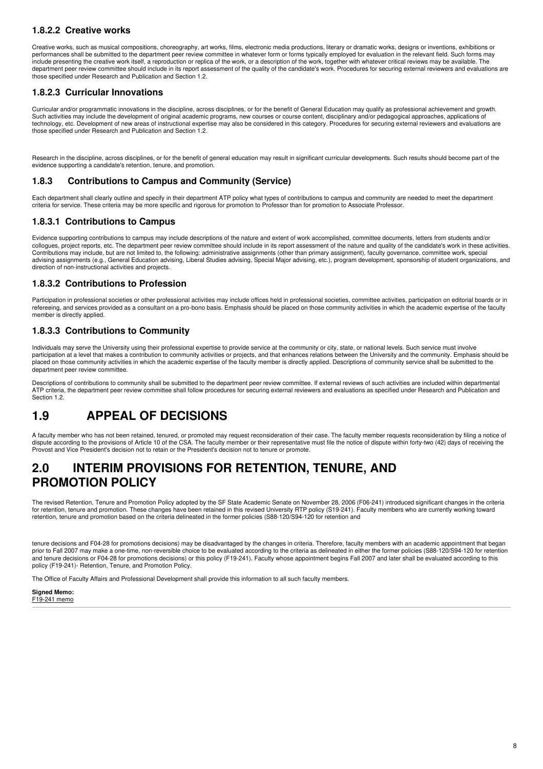### 1.8.2.2 Creative works

Creative works, such as musical compositions, choreography, art works, films, electronic media productions, literary or dramatic works, designs or inventions, exhibitions or performances shall be submitted to the department peer review committee in whatever form or forms typically employed for evaluation in the relevant field. Such forms may include presenting the creative work itself, a reproduction or replica of the work, or a description of the work, together with whatever critical reviews may be available. The department peer review committee should include in its report assessment of the quality of the candidate's work. Procedures for securing external reviewers and evaluations are those specified under Research and Publication and Section 1.2.

### 1.8.2.3 Curricular Innovations

Curricular and/or programmatic innovations in the discipline, across disciplines, or for the benefit of General Education may qualify as professional achievement and growth. Such activities may include the development of original academic programs, new courses or course content, disciplinary and/or pedagogical approaches, applications of technology, etc. Development of new areas of instructional expertise may also be considered in this category. Procedures for securing external reviewers and evaluations are those specified under Research and Publication and Section 1.2.

Research in the discipline, across disciplines, or for the benefit of general education may result in significant curricular developments. Such results should become part of the evidence supporting a candidate's retention, tenure, and promotion.

### 1.8.3 Contributions to Campus and Community (Service)

Each department shall clearly outline and specify in their department ATP policy what types of contributions to campus and community are needed to meet the department criteria for service. These criteria may be more specific and rigorous for promotion to Professor than for promotion to Associate Professor.

### 1.8.3.1 Contributions to Campus

Evidence supporting contributions to campus may include descriptions of the nature and extent of work accomplished, committee documents, letters from students and/or collogues, project reports, etc. The department peer review committee should include in its report assessment of the nature and quality of the candidate's work in these activities. Contributions may include, but are not limited to, the following: administrative assignments (other than primary assignment), faculty governance, committee work, special advising assignments (e.g., General Education advising, Liberal Studies advising, Special Major advising, etc.), program development, sponsorship of student organizations, and direction of non-instructional activities and projects.

### 1.8.3.2 Contributions to Profession

Participation in professional societies or other professional activities may include offices held in professional societies, committee activities, participation on editorial boards or in refereeing, and services provided as a consultant on a pro-bono basis. Emphasis should be placed on those community activities in which the academic expertise of the faculty member is directly applied.

### 1.8.3.3 Contributions to Community

Individuals may serve the University using their professional expertise to provide service at the community or city, state, or national levels. Such service must involve participation at a level that makes a contribution to community activities or projects, and that enhances relations between the University and the community. Emphasis should be placed on those community activities in which the academic expertise of the faculty member is directly applied. Descriptions of community service shall be submitted to the department peer review committee.

Descriptions of contributions to community shall be submitted to the department peer review committee. If external reviews of such activities are included within departmental ATP criteria, the department peer review committee shall follow procedures for securing external reviewers and evaluations as specified under Research and Publication and Section 1.2.

# 1.9 APPEAL OF DECISIONS

A faculty member who has not been retained, tenured, or promoted may request reconsideration of their case. The faculty member requests reconsideration by filing a notice of dispute according to the provisions of Article 10 of the CSA. The faculty member or their representative must file the notice of dispute within forty-two (42) days of receiving the Provost and Vice President's decision not to retain or the President's decision not to tenure or promote.

# 2.0 INTERIM PROVISIONS FOR RETENTION, TENURE, AND PROMOTION POLICY

The revised Retention, Tenure and Promotion Policy adopted by the SF State Academic Senate on November 28, 2006 (F06-241) introduced significant changes in the criteria for retention, tenure and promotion. These changes have been retained in this revised University RTP policy (S19-241). Faculty members who are currently working toward retention, tenure and promotion based on the criteria delineated in the former policies (S88-120/S94-120 for retention and tenure decisions and F04-28 for promotions decisions) may be disadvantaged by the changes in criteria. Therefore, faculty members with an academic appointment that began prior to Fall 2007 may make a one-time, non-reversible choice to be evaluated according to the criteria as delineated in either the former policies (S88-120/S94-120 for retention and tenure decisions or F04-28 for promotions decisions) or this policy (F19-241). Faculty whose appointment begins Fall 2007 and later shall be evaluated according to this policy (F19-241)- Retention, Tenure, and Promotion Policy.

The Office of Faculty Affairs and Professional Development shall provide this information to all such faculty members.

**Signed Memo:**
F19-241 memo